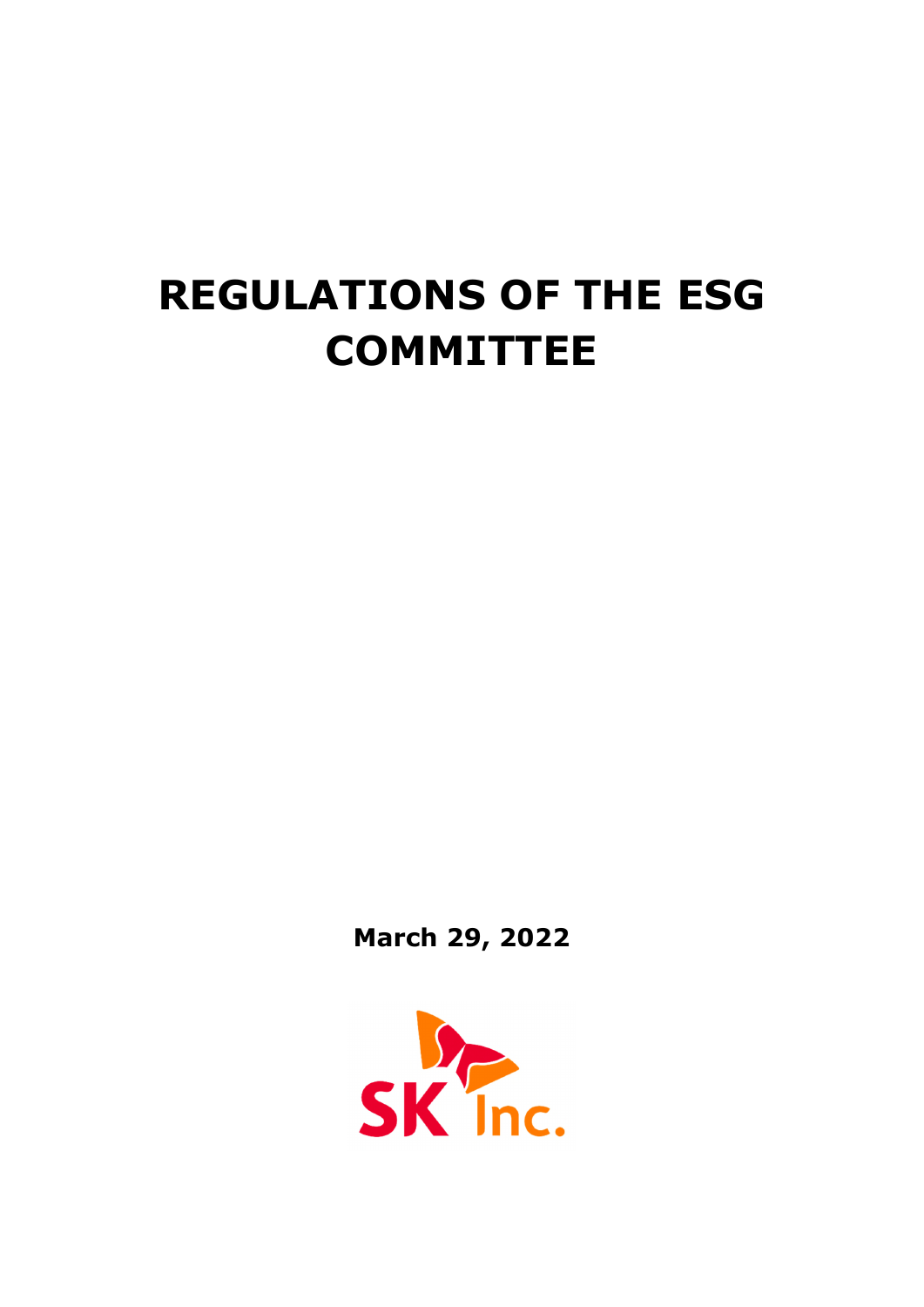# REGULATIONS OF THE ESG COMMITTEE

**March 29, 2022**

SK Inc.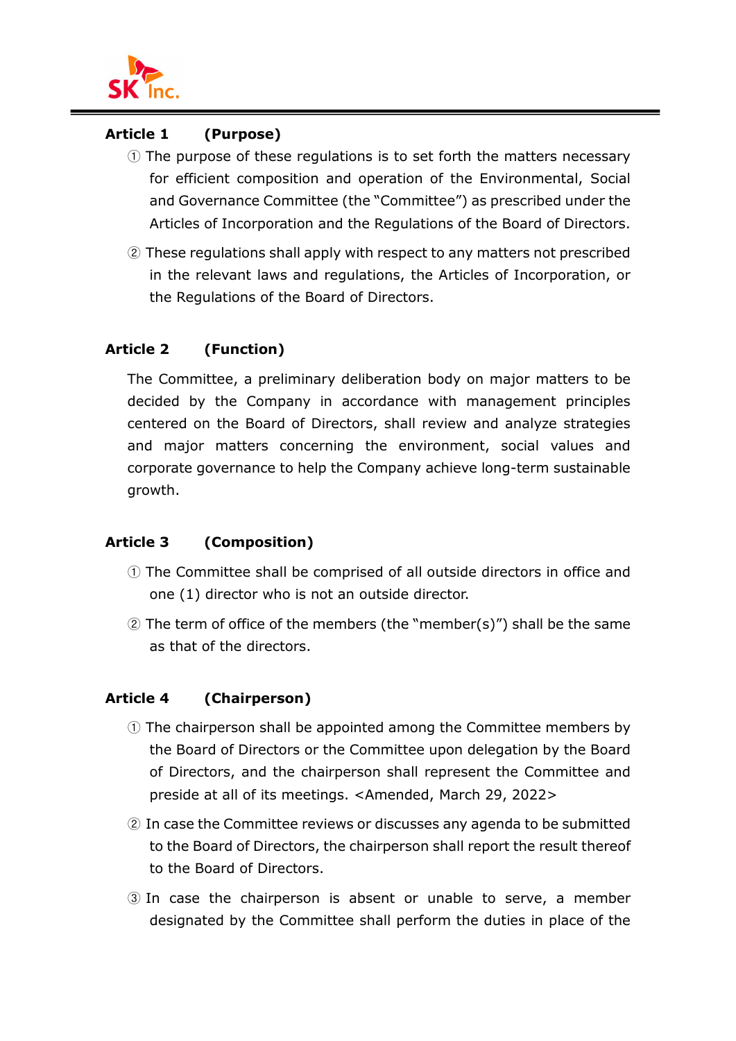## Article 1 (Purpose)

① The purpose of these regulations is to set forth the matters necessary for efficient composition and operation of the Environmental, Social and Governance Committee (the "Committee") as prescribed under the Articles of Incorporation and the Regulations of the Board of Directors.

② These regulations shall apply with respect to any matters not prescribed in the relevant laws and regulations, the Articles of Incorporation, or the Regulations of the Board of Directors.

## Article 2 (Function)

The Committee, a preliminary deliberation body on major matters to be decided by the Company in accordance with management principles centered on the Board of Directors, shall review and analyze strategies and major matters concerning the environment, social values and corporate governance to help the Company achieve long-term sustainable growth.

## Article 3 (Composition)

① The Committee shall be comprised of all outside directors in office and one (1) director who is not an outside director.

② The term of office of the members (the "member(s)") shall be the same as that of the directors.

## Article 4 (Chairperson)

① The chairperson shall be appointed among the Committee members by the Board of Directors or the Committee upon delegation by the Board of Directors, and the chairperson shall represent the Committee and preside at all of its meetings. <Amended, March 29, 2022>

② In case the Committee reviews or discusses any agenda to be submitted to the Board of Directors, the chairperson shall report the result thereof to the Board of Directors.

③ In case the chairperson is absent or unable to serve, a member designated by the Committee shall perform the duties in place of the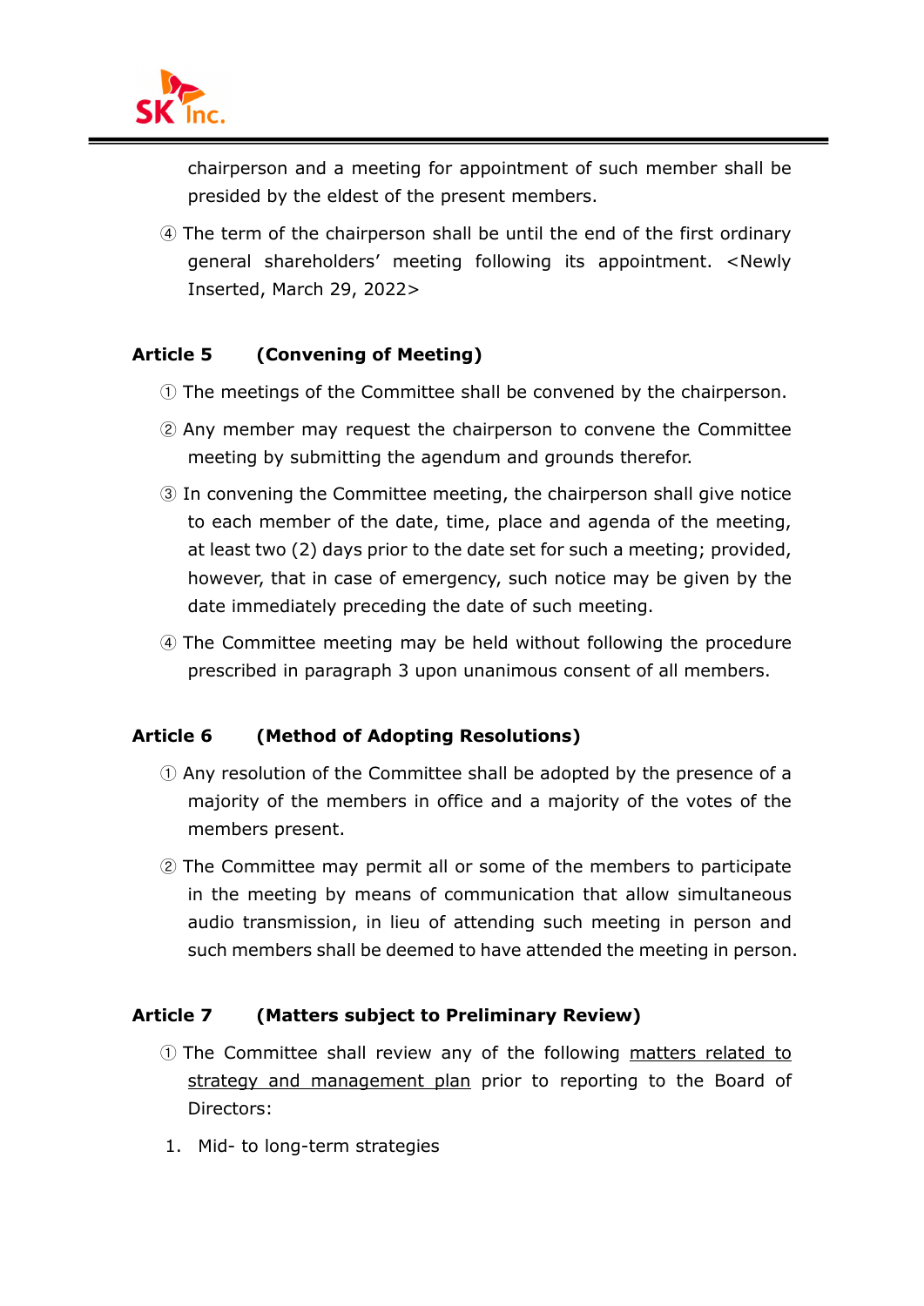chairperson and a meeting for appointment of such member shall be presided by the eldest of the present members.

④ The term of the chairperson shall be until the end of the first ordinary general shareholders' meeting following its appointment. <Newly Inserted, March 29, 2022>

**Article 5 (Convening of Meeting)**

① The meetings of the Committee shall be convened by the chairperson.

② Any member may request the chairperson to convene the Committee meeting by submitting the agendum and grounds therefor.

③ In convening the Committee meeting, the chairperson shall give notice to each member of the date, time, place and agenda of the meeting, at least two (2) days prior to the date set for such a meeting; provided, however, that in case of emergency, such notice may be given by the date immediately preceding the date of such meeting.

④ The Committee meeting may be held without following the procedure prescribed in paragraph 3 upon unanimous consent of all members.

**Article 6 (Method of Adopting Resolutions)**

① Any resolution of the Committee shall be adopted by the presence of a majority of the members in office and a majority of the votes of the members present.

② The Committee may permit all or some of the members to participate in the meeting by means of communication that allow simultaneous audio transmission, in lieu of attending such meeting in person and such members shall be deemed to have attended the meeting in person.

**Article 7 (Matters subject to Preliminary Review)**

① The Committee shall review any of the following <u>matters related to strategy and management plan</u> prior to reporting to the Board of Directors:

1. Mid- to long-term strategies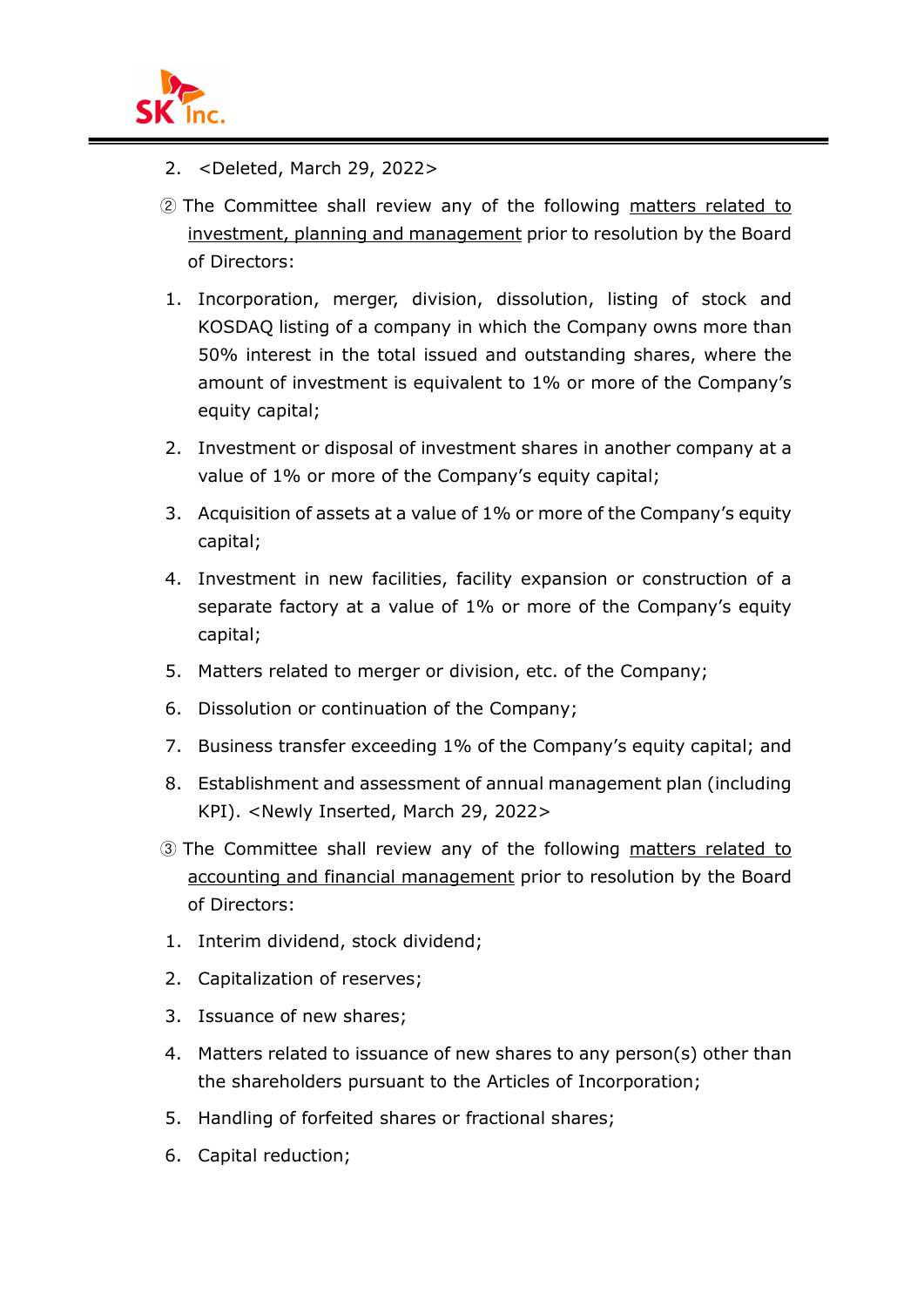2. <Deleted, March 29, 2022>

② The Committee shall review any of the following <u>matters related to investment, planning and management</u> prior to resolution by the Board of Directors:

1. Incorporation, merger, division, dissolution, listing of stock and KOSDAQ listing of a company in which the Company owns more than 50% interest in the total issued and outstanding shares, where the amount of investment is equivalent to 1% or more of the Company's equity capital;
2. Investment or disposal of investment shares in another company at a value of 1% or more of the Company's equity capital;
3. Acquisition of assets at a value of 1% or more of the Company's equity capital;
4. Investment in new facilities, facility expansion or construction of a separate factory at a value of 1% or more of the Company's equity capital;
5. Matters related to merger or division, etc. of the Company;
6. Dissolution or continuation of the Company;
7. Business transfer exceeding 1% of the Company's equity capital; and
8. Establishment and assessment of annual management plan (including KPI). <Newly Inserted, March 29, 2022>

③ The Committee shall review any of the following <u>matters related to accounting and financial management</u> prior to resolution by the Board of Directors:

1. Interim dividend, stock dividend;
2. Capitalization of reserves;
3. Issuance of new shares;
4. Matters related to issuance of new shares to any person(s) other than the shareholders pursuant to the Articles of Incorporation;
5. Handling of forfeited shares or fractional shares;
6. Capital reduction;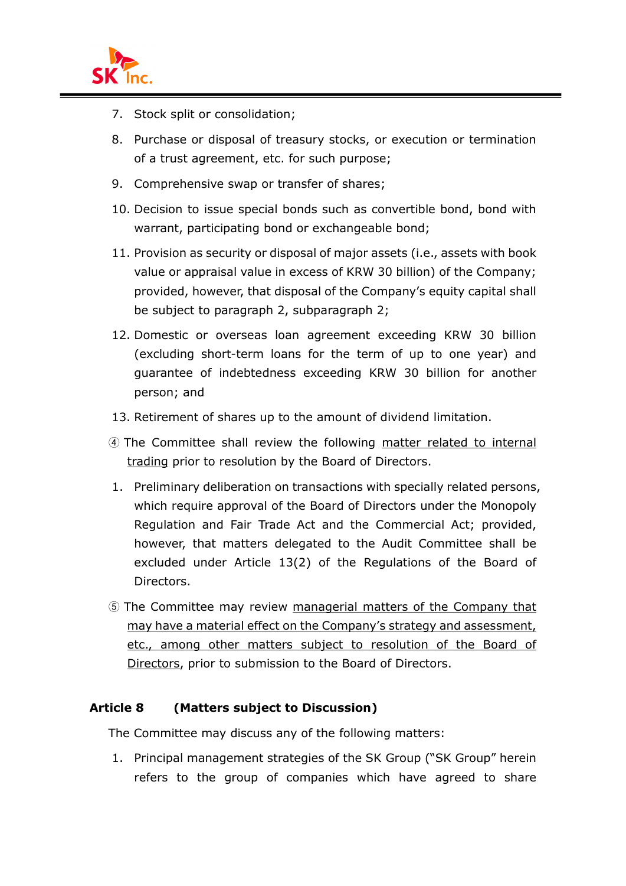7. Stock split or consolidation;
8. Purchase or disposal of treasury stocks, or execution or termination of a trust agreement, etc. for such purpose;
9. Comprehensive swap or transfer of shares;
10. Decision to issue special bonds such as convertible bond, bond with warrant, participating bond or exchangeable bond;
11. Provision as security or disposal of major assets (i.e., assets with book value or appraisal value in excess of KRW 30 billion) of the Company; provided, however, that disposal of the Company's equity capital shall be subject to paragraph 2, subparagraph 2;
12. Domestic or overseas loan agreement exceeding KRW 30 billion (excluding short-term loans for the term of up to one year) and guarantee of indebtedness exceeding KRW 30 billion for another person; and
13. Retirement of shares up to the amount of dividend limitation.

④ The Committee shall review the following <u>matter related to internal trading</u> prior to resolution by the Board of Directors.

1. Preliminary deliberation on transactions with specially related persons, which require approval of the Board of Directors under the Monopoly Regulation and Fair Trade Act and the Commercial Act; provided, however, that matters delegated to the Audit Committee shall be excluded under Article 13(2) of the Regulations of the Board of Directors.

⑤ The Committee may review <u>managerial matters of the Company that may have a material effect on the Company's strategy and assessment, etc., among other matters subject to resolution of the Board of Directors</u>, prior to submission to the Board of Directors.

**Article 8 (Matters subject to Discussion)**

The Committee may discuss any of the following matters:

1. Principal management strategies of the SK Group ("SK Group" herein refers to the group of companies which have agreed to share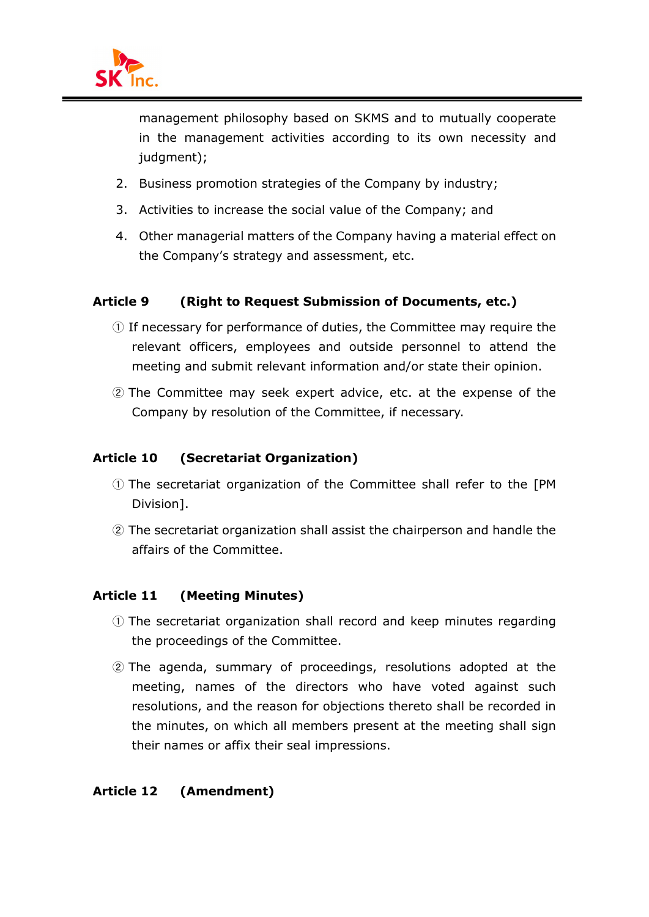management philosophy based on SKMS and to mutually cooperate in the management activities according to its own necessity and judgment);

2. Business promotion strategies of the Company by industry;
3. Activities to increase the social value of the Company; and
4. Other managerial matters of the Company having a material effect on the Company's strategy and assessment, etc.

**Article 9 (Right to Request Submission of Documents, etc.)**

① If necessary for performance of duties, the Committee may require the relevant officers, employees and outside personnel to attend the meeting and submit relevant information and/or state their opinion.

② The Committee may seek expert advice, etc. at the expense of the Company by resolution of the Committee, if necessary.

**Article 10 (Secretariat Organization)**

① The secretariat organization of the Committee shall refer to the [PM Division].

② The secretariat organization shall assist the chairperson and handle the affairs of the Committee.

**Article 11 (Meeting Minutes)**

① The secretariat organization shall record and keep minutes regarding the proceedings of the Committee.

② The agenda, summary of proceedings, resolutions adopted at the meeting, names of the directors who have voted against such resolutions, and the reason for objections thereto shall be recorded in the minutes, on which all members present at the meeting shall sign their names or affix their seal impressions.

**Article 12 (Amendment)**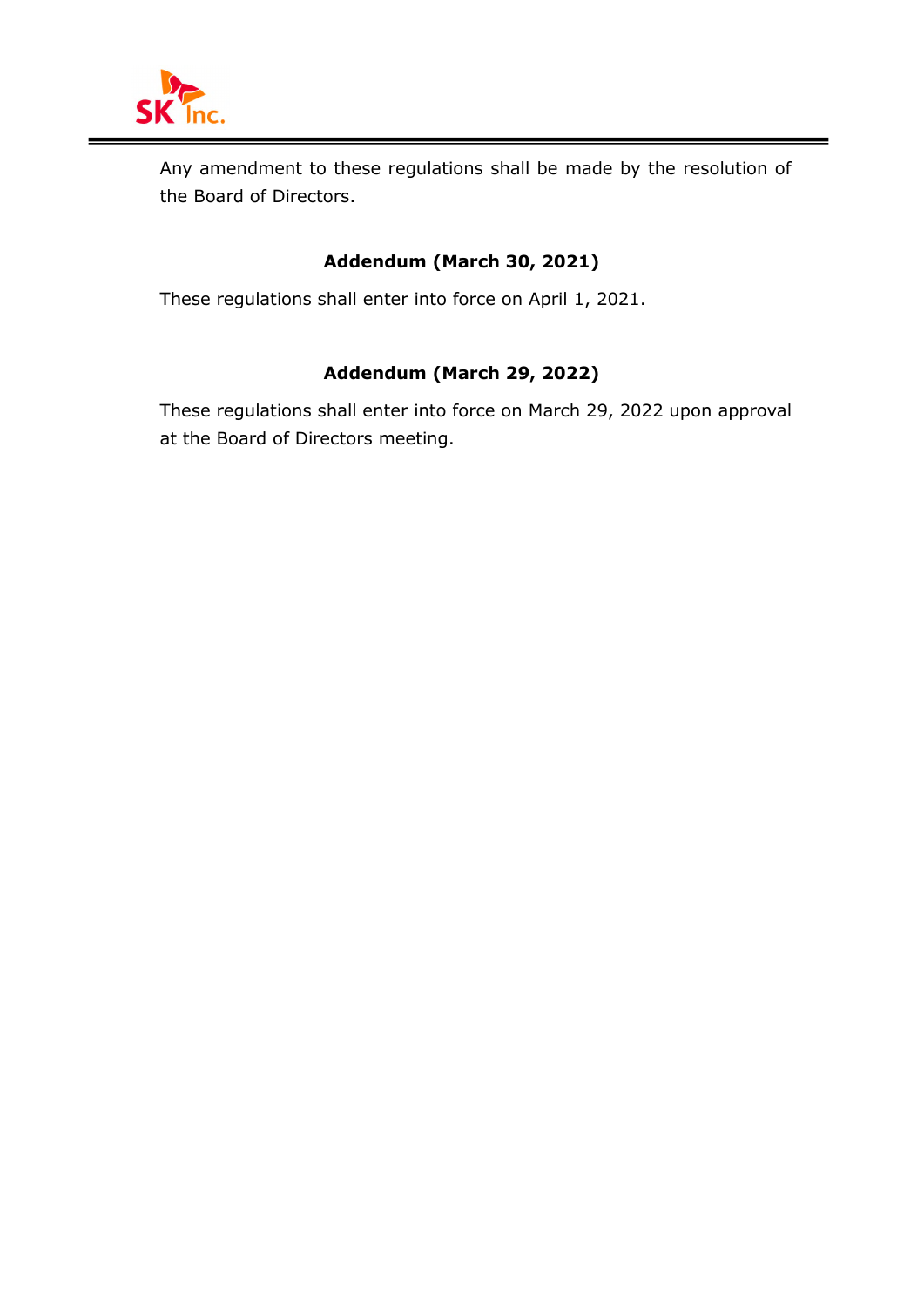Any amendment to these regulations shall be made by the resolution of the Board of Directors.

**Addendum (March 30, 2021)**

These regulations shall enter into force on April 1, 2021.

**Addendum (March 29, 2022)**

These regulations shall enter into force on March 29, 2022 upon approval at the Board of Directors meeting.